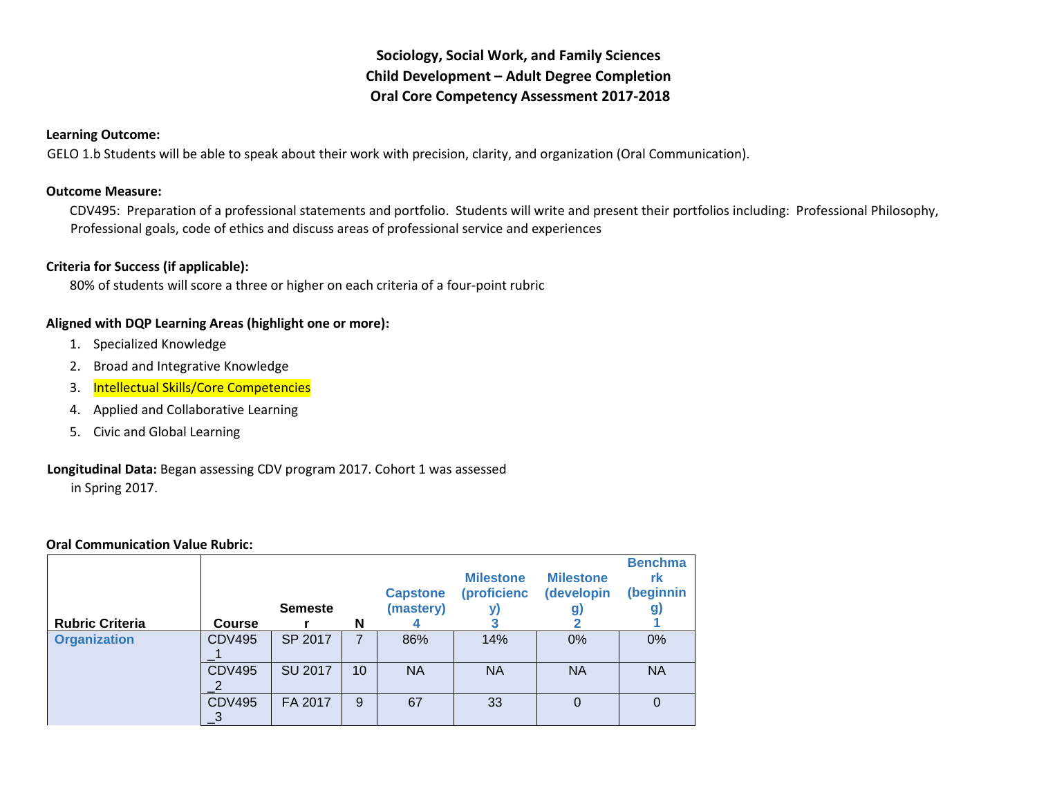# Sociology, Social Work, and Family Sciences
## Child Development – Adult Degree Completion
## Oral Core Competency Assessment 2017-2018

**Learning Outcome:**

GELO 1.b Students will be able to speak about their work with precision, clarity, and organization (Oral Communication).

**Outcome Measure:**

CDV495: Preparation of a professional statements and portfolio. Students will write and present their portfolios including: Professional Philosophy, Professional goals, code of ethics and discuss areas of professional service and experiences

**Criteria for Success (if applicable):**

80% of students will score a three or higher on each criteria of a four-point rubric

**Aligned with DQP Learning Areas (highlight one or more):**

1. Specialized Knowledge
2. Broad and Integrative Knowledge
3. Intellectual Skills/Core Competencies
4. Applied and Collaborative Learning
5. Civic and Global Learning

**Longitudinal Data:** Began assessing CDV program 2017. Cohort 1 was assessed in Spring 2017.

**Oral Communication Value Rubric:**

| Rubric Criteria | Course | Semester | N | Capstone (mastery) 4 | Milestone (proficiency) 3 | Milestone (developing) 2 | Benchmark (beginning) 1 |
|---|---|---|---|---|---|---|---|
| Organization | CDV495_1 | SP 2017 | 7 | 86% | 14% | 0% | 0% |
| | CDV495_2 | SU 2017 | 10 | NA | NA | NA | NA |
| | CDV495_3 | FA 2017 | 9 | 67 | 33 | 0 | 0 |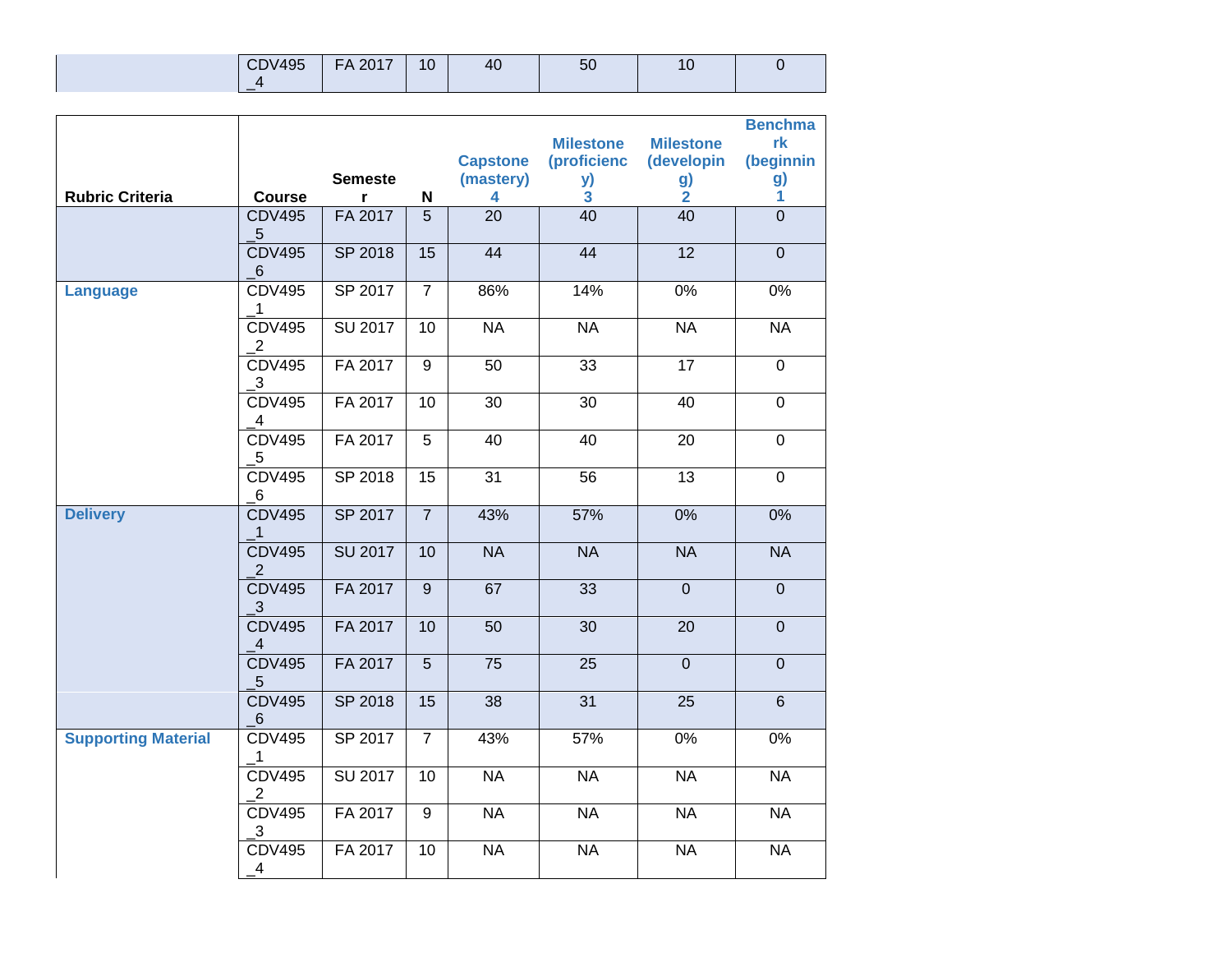| | | | | | | | |
|---|---|---|---|---|---|---|---|
| | CDV495_4 | FA 2017 | 10 | 40 | 50 | 10 | 0 |

| Rubric Criteria | Course | Semester | N | Capstone (mastery) 4 | Milestone (proficiency) 3 | Milestone (developing) 2 | Benchmark (beginning) 1 |
|---|---|---|---|---|---|---|---|
| | CDV495_5 | FA 2017 | 5 | 20 | 40 | 40 | 0 |
| | CDV495_6 | SP 2018 | 15 | 44 | 44 | 12 | 0 |
| **Language** | CDV495_1 | SP 2017 | 7 | 86% | 14% | 0% | 0% |
| | CDV495_2 | SU 2017 | 10 | NA | NA | NA | NA |
| | CDV495_3 | FA 2017 | 9 | 50 | 33 | 17 | 0 |
| | CDV495_4 | FA 2017 | 10 | 30 | 30 | 40 | 0 |
| | CDV495_5 | FA 2017 | 5 | 40 | 40 | 20 | 0 |
| | CDV495_6 | SP 2018 | 15 | 31 | 56 | 13 | 0 |
| **Delivery** | CDV495_1 | SP 2017 | 7 | 43% | 57% | 0% | 0% |
| | CDV495_2 | SU 2017 | 10 | NA | NA | NA | NA |
| | CDV495_3 | FA 2017 | 9 | 67 | 33 | 0 | 0 |
| | CDV495_4 | FA 2017 | 10 | 50 | 30 | 20 | 0 |
| | CDV495_5 | FA 2017 | 5 | 75 | 25 | 0 | 0 |
| | CDV495_6 | SP 2018 | 15 | 38 | 31 | 25 | 6 |
| **Supporting Material** | CDV495_1 | SP 2017 | 7 | 43% | 57% | 0% | 0% |
| | CDV495_2 | SU 2017 | 10 | NA | NA | NA | NA |
| | CDV495_3 | FA 2017 | 9 | NA | NA | NA | NA |
| | CDV495_4 | FA 2017 | 10 | NA | NA | NA | NA |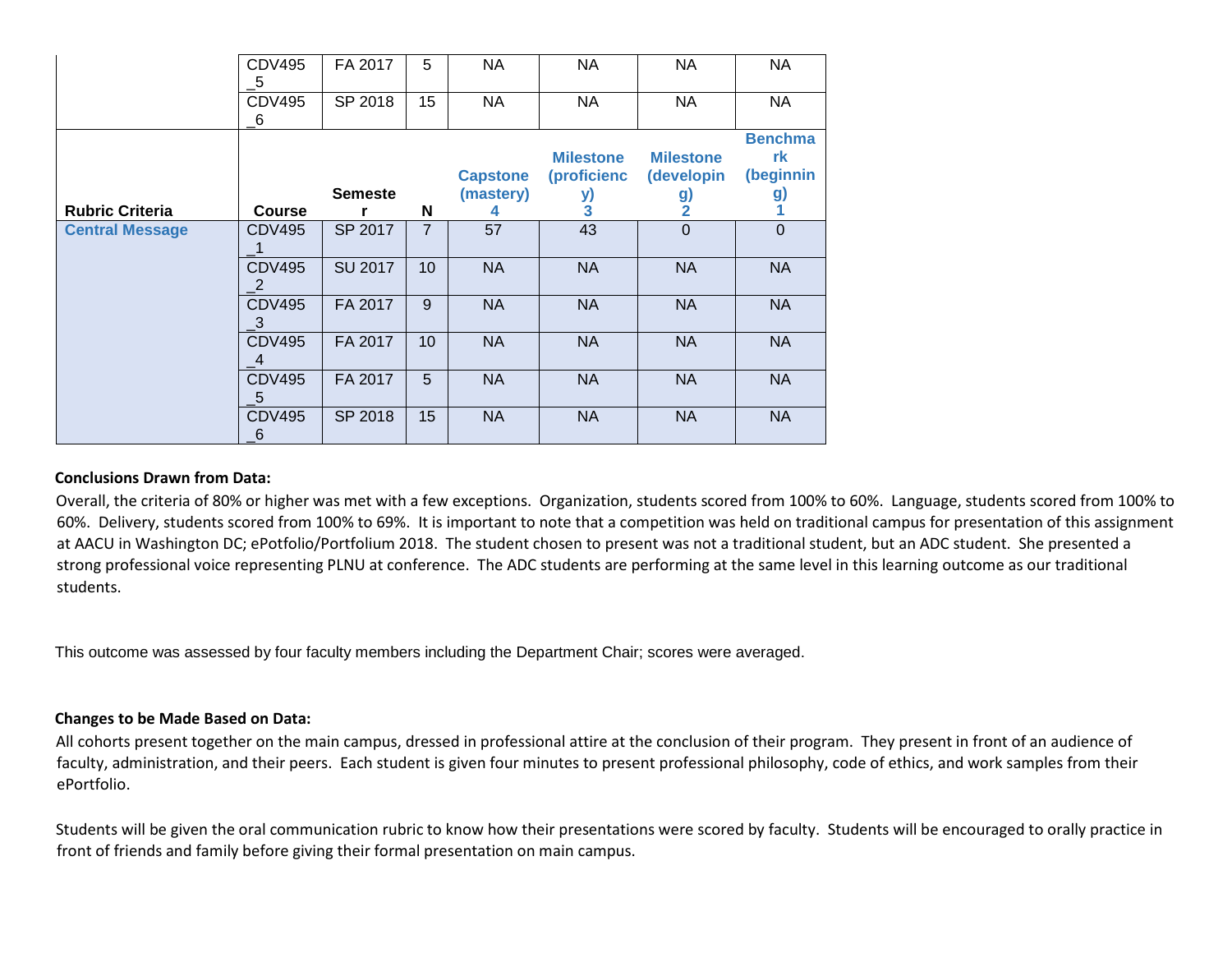| Rubric Criteria | Course | Semester | N | Capstone (mastery) 4 | Milestone (proficiency) 3 | Milestone (developing) 2 | Benchmark (beginning) 1 |
|---|---|---|---|---|---|---|---|
| | CDV495_5 | FA 2017 | 5 | NA | NA | NA | NA |
| | CDV495_6 | SP 2018 | 15 | NA | NA | NA | NA |
| **Central Message** | CDV495_1 | SP 2017 | 7 | 57 | 43 | 0 | 0 |
| | CDV495_2 | SU 2017 | 10 | NA | NA | NA | NA |
| | CDV495_3 | FA 2017 | 9 | NA | NA | NA | NA |
| | CDV495_4 | FA 2017 | 10 | NA | NA | NA | NA |
| | CDV495_5 | FA 2017 | 5 | NA | NA | NA | NA |
| | CDV495_6 | SP 2018 | 15 | NA | NA | NA | NA |

**Conclusions Drawn from Data:**

Overall, the criteria of 80% or higher was met with a few exceptions. Organization, students scored from 100% to 60%. Language, students scored from 100% to 60%. Delivery, students scored from 100% to 69%. It is important to note that a competition was held on traditional campus for presentation of this assignment at AACU in Washington DC; ePotfolio/Portfolium 2018. The student chosen to present was not a traditional student, but an ADC student. She presented a strong professional voice representing PLNU at conference. The ADC students are performing at the same level in this learning outcome as our traditional students.

This outcome was assessed by four faculty members including the Department Chair; scores were averaged.

**Changes to be Made Based on Data:**

All cohorts present together on the main campus, dressed in professional attire at the conclusion of their program. They present in front of an audience of faculty, administration, and their peers. Each student is given four minutes to present professional philosophy, code of ethics, and work samples from their ePortfolio.

Students will be given the oral communication rubric to know how their presentations were scored by faculty. Students will be encouraged to orally practice in front of friends and family before giving their formal presentation on main campus.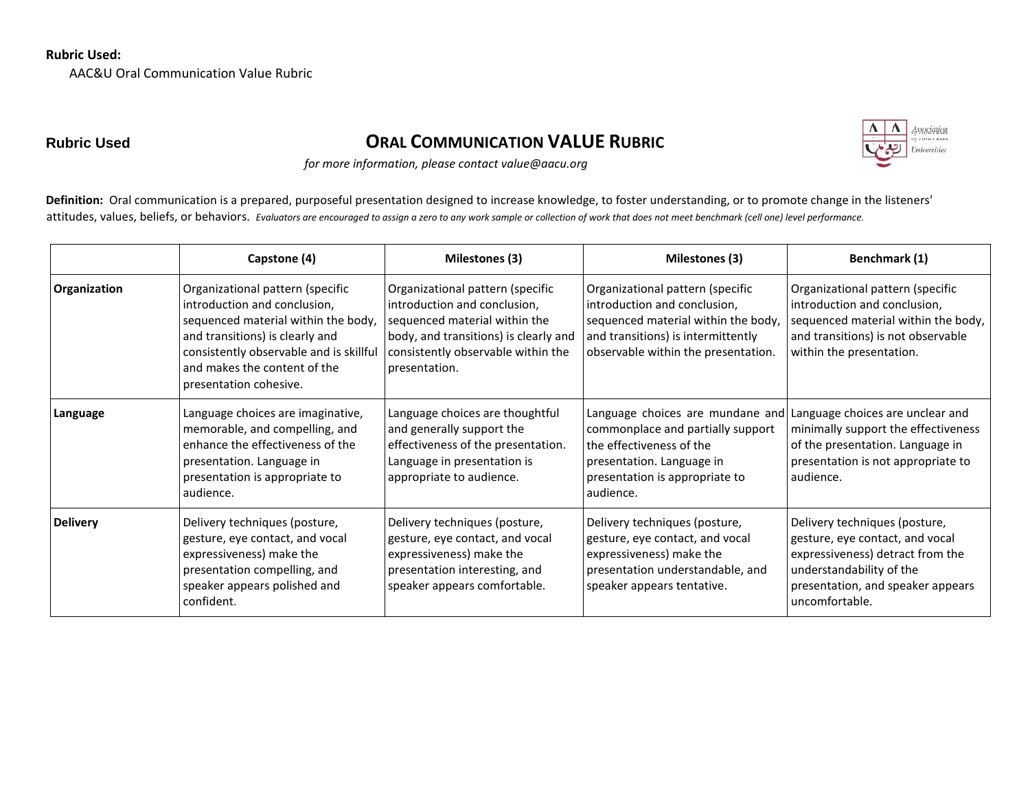**Rubric Used:**

AAC&U Oral Communication Value Rubric

**Rubric Used**

# ORAL COMMUNICATION VALUE RUBRIC

*for more information, please contact value@aacu.org*

**Definition:** Oral communication is a prepared, purposeful presentation designed to increase knowledge, to foster understanding, or to promote change in the listeners' attitudes, values, beliefs, or behaviors. *Evaluators are encouraged to assign a zero to any work sample or collection of work that does not meet benchmark (cell one) level performance.*

| | Capstone (4) | Milestones (3) | Milestones (3) | Benchmark (1) |
|---|---|---|---|---|
| **Organization** | Organizational pattern (specific introduction and conclusion, sequenced material within the body, and transitions) is clearly and consistently observable and is skillful and makes the content of the presentation cohesive. | Organizational pattern (specific introduction and conclusion, sequenced material within the body, and transitions) is clearly and consistently observable within the presentation. | Organizational pattern (specific introduction and conclusion, sequenced material within the body, and transitions) is intermittently observable within the presentation. | Organizational pattern (specific introduction and conclusion, sequenced material within the body, and transitions) is not observable within the presentation. |
| **Language** | Language choices are imaginative, memorable, and compelling, and enhance the effectiveness of the presentation. Language in presentation is appropriate to audience. | Language choices are thoughtful and generally support the effectiveness of the presentation. Language in presentation is appropriate to audience. | Language choices are mundane and commonplace and partially support the effectiveness of the presentation. Language in presentation is appropriate to audience. | Language choices are unclear and minimally support the effectiveness of the presentation. Language in presentation is not appropriate to audience. |
| **Delivery** | Delivery techniques (posture, gesture, eye contact, and vocal expressiveness) make the presentation compelling, and speaker appears polished and confident. | Delivery techniques (posture, gesture, eye contact, and vocal expressiveness) make the presentation interesting, and speaker appears comfortable. | Delivery techniques (posture, gesture, eye contact, and vocal expressiveness) make the presentation understandable, and speaker appears tentative. | Delivery techniques (posture, gesture, eye contact, and vocal expressiveness) detract from the understandability of the presentation, and speaker appears uncomfortable. |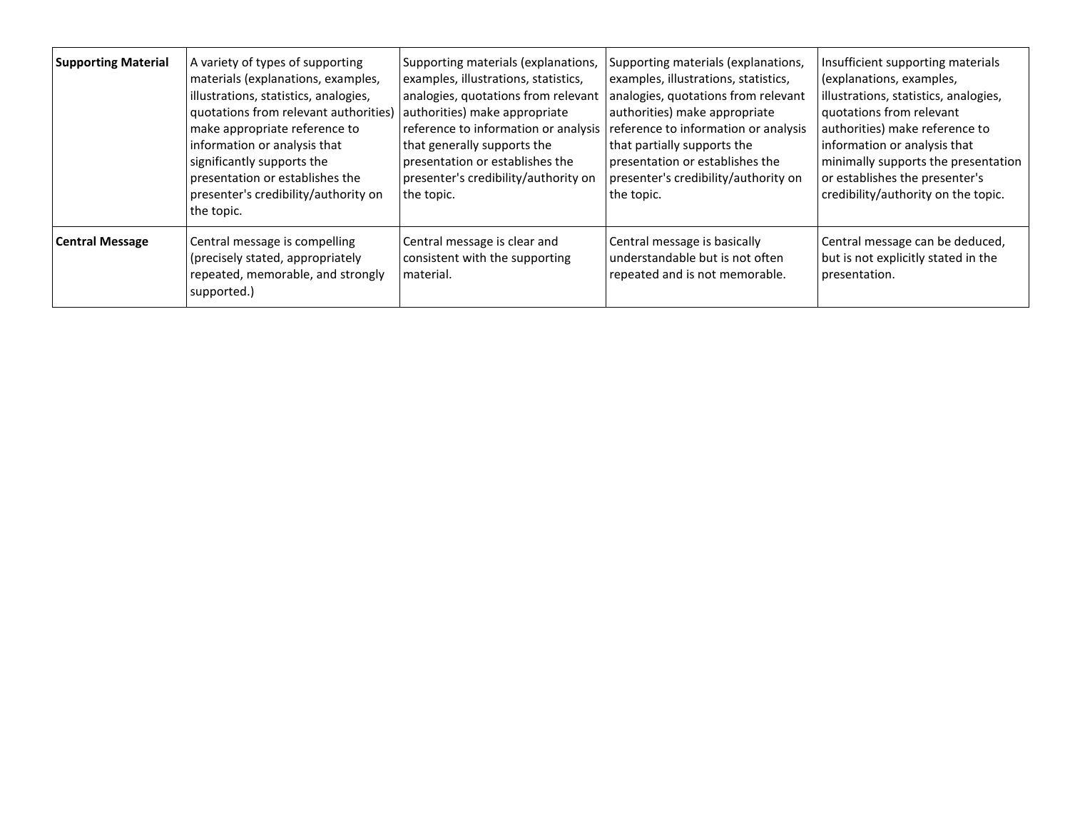| | | | | |
|---|---|---|---|---|
| **Supporting Material** | A variety of types of supporting materials (explanations, examples, illustrations, statistics, analogies, quotations from relevant authorities) make appropriate reference to information or analysis that significantly supports the presentation or establishes the presenter's credibility/authority on the topic. | Supporting materials (explanations, examples, illustrations, statistics, analogies, quotations from relevant authorities) make appropriate reference to information or analysis that generally supports the presentation or establishes the presenter's credibility/authority on the topic. | Supporting materials (explanations, examples, illustrations, statistics, analogies, quotations from relevant authorities) make appropriate reference to information or analysis that partially supports the presentation or establishes the presenter's credibility/authority on the topic. | Insufficient supporting materials (explanations, examples, illustrations, statistics, analogies, quotations from relevant authorities) make reference to information or analysis that minimally supports the presentation or establishes the presenter's credibility/authority on the topic. |
| **Central Message** | Central message is compelling (precisely stated, appropriately repeated, memorable, and strongly supported.) | Central message is clear and consistent with the supporting material. | Central message is basically understandable but is not often repeated and is not memorable. | Central message can be deduced, but is not explicitly stated in the presentation. |